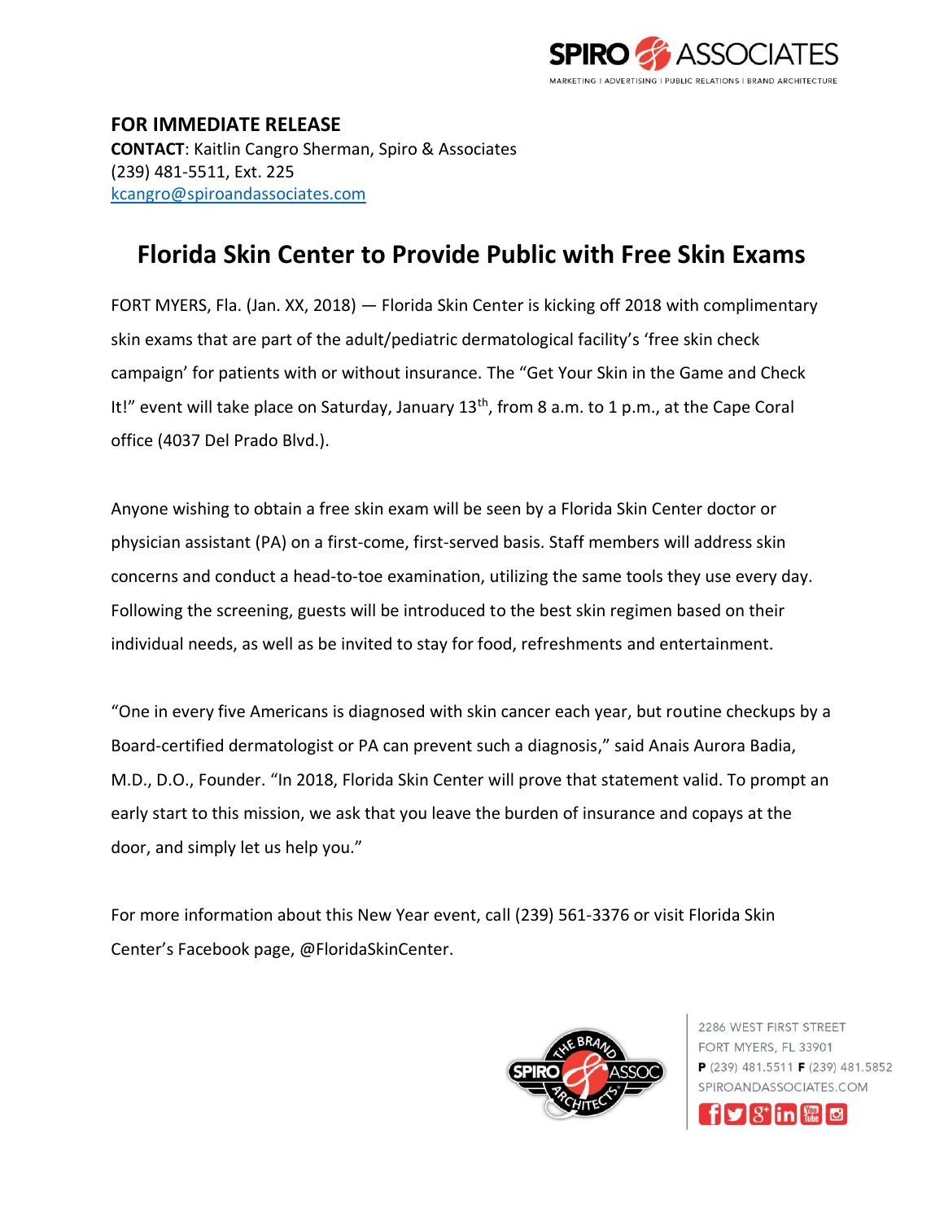**FOR IMMEDIATE RELEASE**
**CONTACT**: Kaitlin Cangro Sherman, Spiro & Associates
(239) 481-5511, Ext. 225
kcangro@spiroandassociates.com

# Florida Skin Center to Provide Public with Free Skin Exams

FORT MYERS, Fla. (Jan. XX, 2018) — Florida Skin Center is kicking off 2018 with complimentary skin exams that are part of the adult/pediatric dermatological facility's 'free skin check campaign' for patients with or without insurance. The "Get Your Skin in the Game and Check It!" event will take place on Saturday, January 13th, from 8 a.m. to 1 p.m., at the Cape Coral office (4037 Del Prado Blvd.).

Anyone wishing to obtain a free skin exam will be seen by a Florida Skin Center doctor or physician assistant (PA) on a first-come, first-served basis. Staff members will address skin concerns and conduct a head-to-toe examination, utilizing the same tools they use every day. Following the screening, guests will be introduced to the best skin regimen based on their individual needs, as well as be invited to stay for food, refreshments and entertainment.

"One in every five Americans is diagnosed with skin cancer each year, but routine checkups by a Board-certified dermatologist or PA can prevent such a diagnosis," said Anais Aurora Badia, M.D., D.O., Founder. "In 2018, Florida Skin Center will prove that statement valid. To prompt an early start to this mission, we ask that you leave the burden of insurance and copays at the door, and simply let us help you."

For more information about this New Year event, call (239) 561-3376 or visit Florida Skin Center's Facebook page, @FloridaSkinCenter.

2286 WEST FIRST STREET
FORT MYERS, FL 33901
**P** (239) 481.5511 **F** (239) 481.5852
SPIROANDASSOCIATES.COM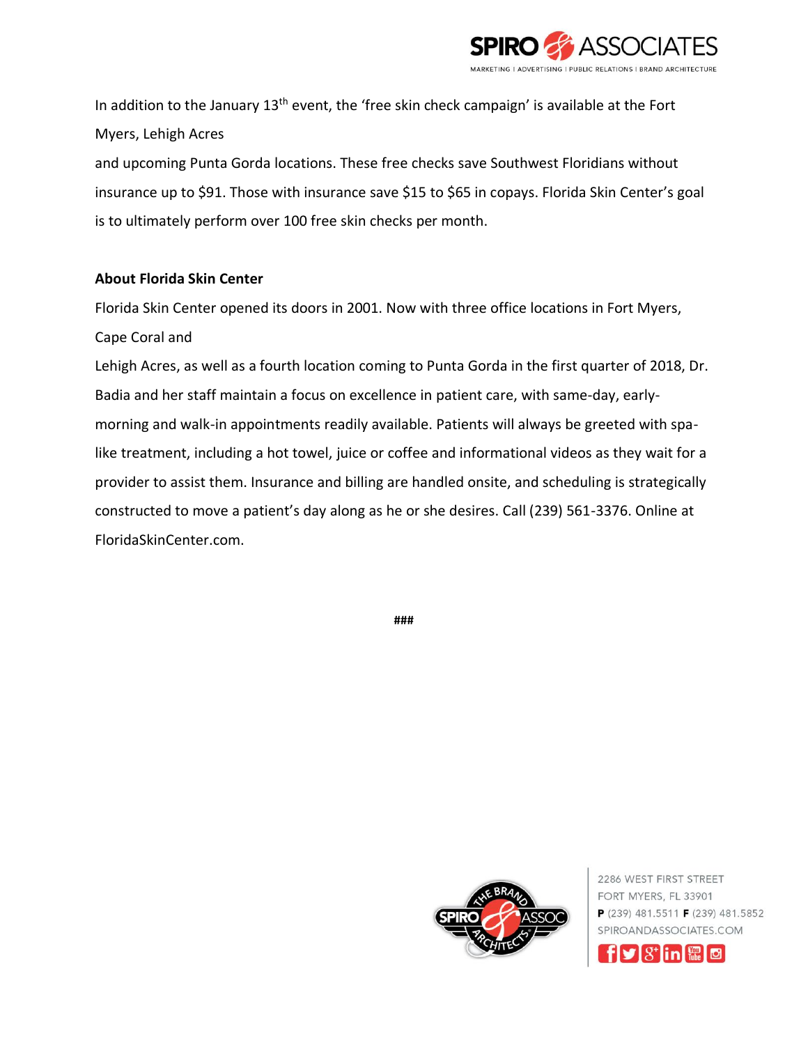In addition to the January 13th event, the 'free skin check campaign' is available at the Fort Myers, Lehigh Acres and upcoming Punta Gorda locations. These free checks save Southwest Floridians without insurance up to $91. Those with insurance save $15 to $65 in copays. Florida Skin Center's goal is to ultimately perform over 100 free skin checks per month.

**About Florida Skin Center**

Florida Skin Center opened its doors in 2001. Now with three office locations in Fort Myers, Cape Coral and Lehigh Acres, as well as a fourth location coming to Punta Gorda in the first quarter of 2018, Dr. Badia and her staff maintain a focus on excellence in patient care, with same-day, early-morning and walk-in appointments readily available. Patients will always be greeted with spa-like treatment, including a hot towel, juice or coffee and informational videos as they wait for a provider to assist them. Insurance and billing are handled onsite, and scheduling is strategically constructed to move a patient's day along as he or she desires. Call (239) 561-3376. Online at FloridaSkinCenter.com.

###